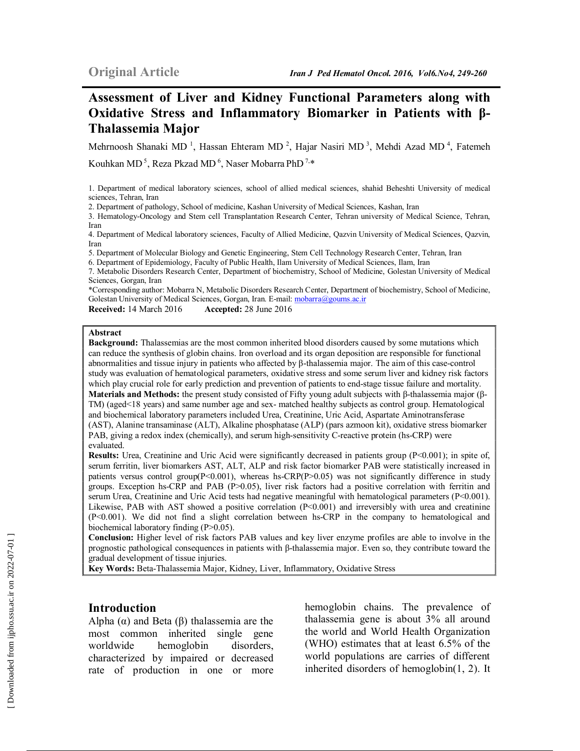Original Article

# Assessment of Liver and Kidney Functional Parameters along with Oxidative Stress and Inflammatory Biomarker in Patients with β-Thalassemia Major

Mehrnoosh Shanaki MD [1], Hassan Ehteram MD [2], Hajar Nasiri MD [3], Mehdi Azad MD [4], Fatemeh Kouhkan MD [5], Reza Pkzad MD [6], Naser Mobarra PhD [7,*]

1. Department of medical laboratory sciences, school of allied medical sciences, shahid Beheshti University of medical sciences, Tehran, Iran
2. Department of pathology, School of medicine, Kashan University of Medical Sciences, Kashan, Iran
3. Hematology-Oncology and Stem cell Transplantation Research Center, Tehran university of Medical Science, Tehran, Iran
4. Department of Medical laboratory sciences, Faculty of Allied Medicine, Qazvin University of Medical Sciences, Qazvin, Iran
5. Department of Molecular Biology and Genetic Engineering, Stem Cell Technology Research Center, Tehran, Iran
6. Department of Epidemiology, Faculty of Public Health, Ilam University of Medical Sciences, Ilam, Iran
7. Metabolic Disorders Research Center, Department of biochemistry, School of Medicine, Golestan University of Medical Sciences, Gorgan, Iran

*Corresponding author: Mobarra N, Metabolic Disorders Research Center, Department of biochemistry, School of Medicine, Golestan University of Medical Sciences, Gorgan, Iran. E-mail: mobarra@goums.ac.ir

**Received:** 14 March 2016 **Accepted:** 28 June 2016

## Abstract

**Background:** Thalassemias are the most common inherited blood disorders caused by some mutations which can reduce the synthesis of globin chains. Iron overload and its organ deposition are responsible for functional abnormalities and tissue injury in patients who affected by β-thalassemia major. The aim of this case-control study was evaluation of hematological parameters, oxidative stress and some serum liver and kidney risk factors which play crucial role for early prediction and prevention of patients to end-stage tissue failure and mortality.

**Materials and Methods:** the present study consisted of Fifty young adult subjects with β-thalassemia major (β-TM) (aged<18 years) and same number age and sex- matched healthy subjects as control group. Hematological and biochemical laboratory parameters included Urea, Creatinine, Uric Acid, Aspartate Aminotransferase (AST), Alanine transaminase (ALT), Alkaline phosphatase (ALP) (pars azmoon kit), oxidative stress biomarker PAB, giving a redox index (chemically), and serum high-sensitivity C-reactive protein (hs-CRP) were evaluated.

**Results:** Urea, Creatinine and Uric Acid were significantly decreased in patients group (P<0.001); in spite of, serum ferritin, liver biomarkers AST, ALT, ALP and risk factor biomarker PAB were statistically increased in patients versus control group(P<0.001), whereas hs-CRP(P>0.05) was not significantly difference in study groups. Exception hs-CRP and PAB (P>0.05), liver risk factors had a positive correlation with ferritin and serum Urea, Creatinine and Uric Acid tests had negative meaningful with hematological parameters (P<0.001). Likewise, PAB with AST showed a positive correlation (P<0.001) and irreversibly with urea and creatinine (P<0.001). We did not find a slight correlation between hs-CRP in the company to hematological and biochemical laboratory finding (P>0.05).

**Conclusion:** Higher level of risk factors PAB values and key liver enzyme profiles are able to involve in the prognostic pathological consequences in patients with β-thalassemia major. Even so, they contribute toward the gradual development of tissue injuries.

**Key Words:** Beta-Thalassemia Major, Kidney, Liver, Inflammatory, Oxidative Stress

## Introduction

Alpha (α) and Beta (β) thalassemia are the most common inherited single gene worldwide hemoglobin disorders, characterized by impaired or decreased rate of production in one or more hemoglobin chains. The prevalence of thalassemia gene is about 3% all around the world and World Health Organization (WHO) estimates that at least 6.5% of the world populations are carries of different inherited disorders of hemoglobin(1, 2). It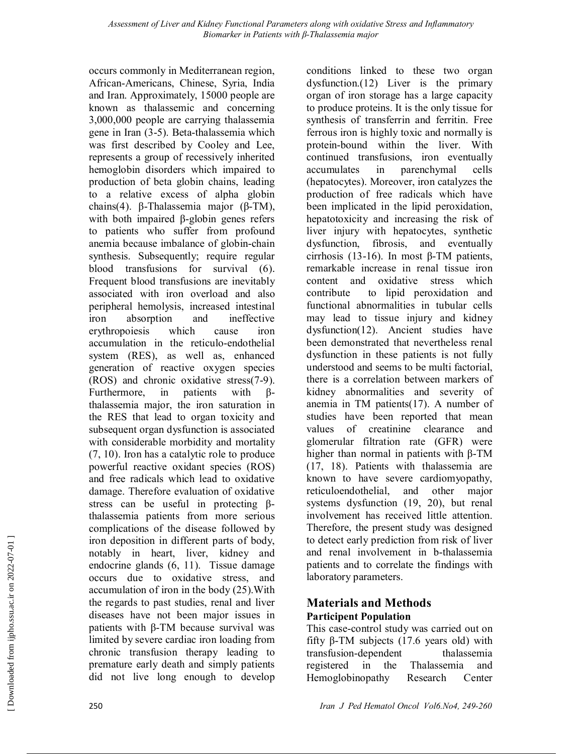occurs commonly in Mediterranean region, African-Americans, Chinese, Syria, India and Iran. Approximately, 15000 people are known as thalassemic and concerning 3,000,000 people are carrying thalassemia gene in Iran (3-5). Beta-thalassemia which was first described by Cooley and Lee, represents a group of recessively inherited hemoglobin disorders which impaired to production of beta globin chains, leading to a relative excess of alpha globin chains(4). β-Thalassemia major (β-TM), with both impaired β-globin genes refers to patients who suffer from profound anemia because imbalance of globin-chain synthesis. Subsequently; require regular blood transfusions for survival (6). Frequent blood transfusions are inevitably associated with iron overload and also peripheral hemolysis, increased intestinal iron absorption and ineffective erythropoiesis which cause iron accumulation in the reticulo-endothelial system (RES), as well as, enhanced generation of reactive oxygen species (ROS) and chronic oxidative stress(7-9). Furthermore, in patients with β-thalassemia major, the iron saturation in the RES that lead to organ toxicity and subsequent organ dysfunction is associated with considerable morbidity and mortality (7, 10). Iron has a catalytic role to produce powerful reactive oxidant species (ROS) and free radicals which lead to oxidative damage. Therefore evaluation of oxidative stress can be useful in protecting β-thalassemia patients from more serious complications of the disease followed by iron deposition in different parts of body, notably in heart, liver, kidney and endocrine glands (6, 11). Tissue damage occurs due to oxidative stress, and accumulation of iron in the body (25).With the regards to past studies, renal and liver diseases have not been major issues in patients with β-TM because survival was limited by severe cardiac iron loading from chronic transfusion therapy leading to premature early death and simply patients did not live long enough to develop conditions linked to these two organ dysfunction.(12) Liver is the primary organ of iron storage has a large capacity to produce proteins. It is the only tissue for synthesis of transferrin and ferritin. Free ferrous iron is highly toxic and normally is protein-bound within the liver. With continued transfusions, iron eventually accumulates in parenchymal cells (hepatocytes). Moreover, iron catalyzes the production of free radicals which have been implicated in the lipid peroxidation, hepatotoxicity and increasing the risk of liver injury with hepatocytes, synthetic dysfunction, fibrosis, and eventually cirrhosis (13-16). In most β-TM patients, remarkable increase in renal tissue iron content and oxidative stress which contribute to lipid peroxidation and functional abnormalities in tubular cells may lead to tissue injury and kidney dysfunction(12). Ancient studies have been demonstrated that nevertheless renal dysfunction in these patients is not fully understood and seems to be multi factorial, there is a correlation between markers of kidney abnormalities and severity of anemia in TM patients(17). A number of studies have been reported that mean values of creatinine clearance and glomerular filtration rate (GFR) were higher than normal in patients with β-TM (17, 18). Patients with thalassemia are known to have severe cardiomyopathy, reticuloendothelial, and other major systems dysfunction (19, 20), but renal involvement has received little attention. Therefore, the present study was designed to detect early prediction from risk of liver and renal involvement in b-thalassemia patients and to correlate the findings with laboratory parameters.

# Materials and Methods

## Participent Population

This case-control study was carried out on fifty β-TM subjects (17.6 years old) with transfusion-dependent thalassemia registered in the Thalassemia and Hemoglobinopathy Research Center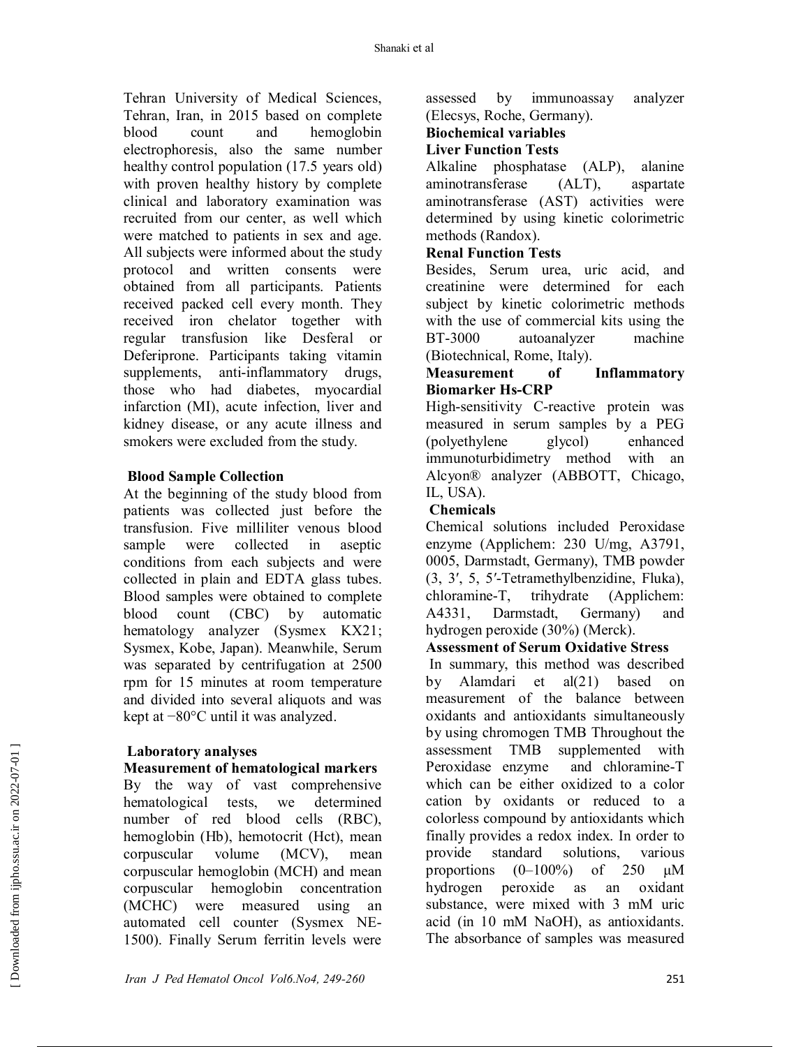Tehran University of Medical Sciences, Tehran, Iran, in 2015 based on complete blood count and hemoglobin electrophoresis, also the same number healthy control population (17.5 years old) with proven healthy history by complete clinical and laboratory examination was recruited from our center, as well which were matched to patients in sex and age. All subjects were informed about the study protocol and written consents were obtained from all participants. Patients received packed cell every month. They received iron chelator together with regular transfusion like Desferal or Deferipronе. Participants taking vitamin supplements, anti-inflammatory drugs, those who had diabetes, myocardial infarction (MI), acute infection, liver and kidney disease, or any acute illness and smokers were excluded from the study.

### Blood Sample Collection

At the beginning of the study blood from patients was collected just before the transfusion. Five milliliter venous blood sample were collected in aseptic conditions from each subjects and were collected in plain and EDTA glass tubes. Blood samples were obtained to complete blood count (CBC) by automatic hematology analyzer (Sysmex KX21; Sysmex, Kobe, Japan). Meanwhile, Serum was separated by centrifugation at 2500 rpm for 15 minutes at room temperature and divided into several aliquots and was kept at −80°C until it was analyzed.

### Laboratory analyses

#### Measurement of hematological markers

By the way of vast comprehensive hematological tests, we determined number of red blood cells (RBC), hemoglobin (Hb), hemotocrit (Hct), mean corpuscular volume (MCV), mean corpuscular hemoglobin (MCH) and mean corpuscular hemoglobin concentration (MCHC) were measured using an automated cell counter (Sysmex NE-1500). Finally Serum ferritin levels were assessed by immunoassay analyzer (Elecsys, Roche, Germany).

### Biochemical variables

#### Liver Function Tests

Alkaline phosphatase (ALP), alanine aminotransferase (ALT), aspartate aminotransferase (AST) activities were determined by using kinetic colorimetric methods (Randox).

#### Renal Function Tests

Besides, Serum urea, uric acid, and creatinine were determined for each subject by kinetic colorimetric methods with the use of commercial kits using the BT-3000 autoanalyzer machine (Biotechnical, Rome, Italy).

#### Measurement of Inflammatory Biomarker Hs-CRP

High-sensitivity C-reactive protein was measured in serum samples by a PEG (polyethylene glycol) enhanced immunoturbidimetry method with an Alcyon® analyzer (ABBOTT, Chicago, IL, USA).

#### Chemicals

Chemical solutions included Peroxidase enzyme (Applichem: 230 U/mg, A3791, 0005, Darmstadt, Germany), TMB powder (3, 3′, 5, 5′-Tetramethylbenzidine, Fluka), chloramine-T, trihydrate (Applichem: A4331, Darmstadt, Germany) and hydrogen peroxide (30%) (Merck).

#### Assessment of Serum Oxidative Stress

In summary, this method was described by Alamdari et al(21) based on measurement of the balance between oxidants and antioxidants simultaneously by using chromogen TMB Throughout the assessment TMB supplemented with Peroxidase enzyme and chloramine-T which can be either oxidized to a color cation by oxidants or reduced to a colorless compound by antioxidants which finally provides a redox index. In order to provide standard solutions, various proportions (0–100%) of 250 μM hydrogen peroxide as an oxidant substance, were mixed with 3 mM uric acid (in 10 mM NaOH), as antioxidants. The absorbance of samples was measured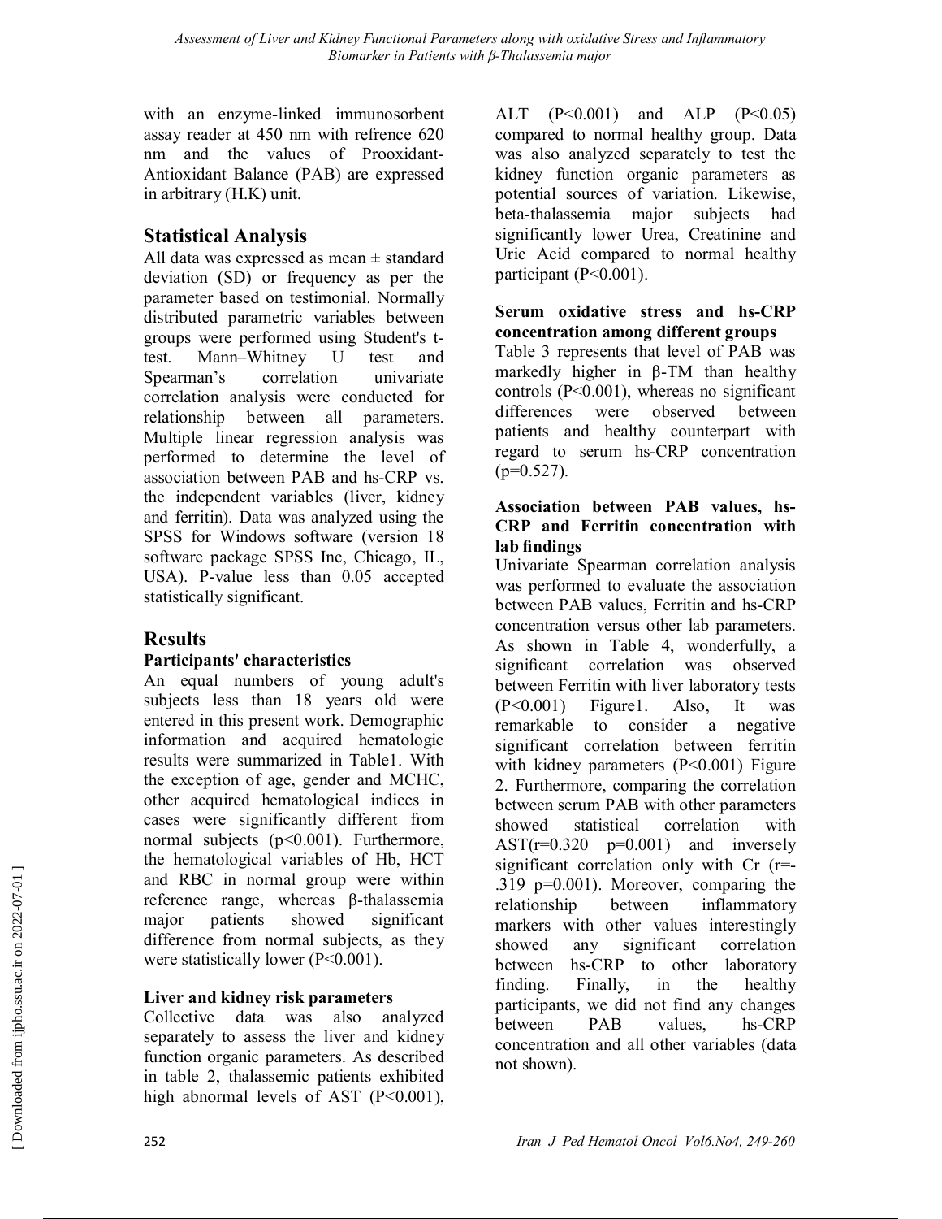with an enzyme-linked immunosorbent assay reader at 450 nm with refrence 620 nm and the values of Prooxidant-Antioxidant Balance (PAB) are expressed in arbitrary (H.K) unit.

## Statistical Analysis

All data was expressed as mean ± standard deviation (SD) or frequency as per the parameter based on testimonial. Normally distributed parametric variables between groups were performed using Student's t-test. Mann–Whitney U test and Spearman's correlation univariate correlation analysis were conducted for relationship between all parameters. Multiple linear regression analysis was performed to determine the level of association between PAB and hs-CRP vs. the independent variables (liver, kidney and ferritin). Data was analyzed using the SPSS for Windows software (version 18 software package SPSS Inc, Chicago, IL, USA). P-value less than 0.05 accepted statistically significant.

## Results

### Participants' characteristics

An equal numbers of young adult's subjects less than 18 years old were entered in this present work. Demographic information and acquired hematologic results were summarized in Table1. With the exception of age, gender and MCHC, other acquired hematological indices in cases were significantly different from normal subjects ($p<0.001$). Furthermore, the hematological variables of Hb, HCT and RBC in normal group were within reference range, whereas β-thalassemia major patients showed significant difference from normal subjects, as they were statistically lower ($P<0.001$).

### Liver and kidney risk parameters

Collective data was also analyzed separately to assess the liver and kidney function organic parameters. As described in table 2, thalassemic patients exhibited high abnormal levels of AST ($P<0.001$), ALT ($P<0.001$) and ALP ($P<0.05$) compared to normal healthy group. Data was also analyzed separately to test the kidney function organic parameters as potential sources of variation. Likewise, beta-thalassemia major subjects had significantly lower Urea, Creatinine and Uric Acid compared to normal healthy participant ($P<0.001$).

### Serum oxidative stress and hs-CRP concentration among different groups

Table 3 represents that level of PAB was markedly higher in β-TM than healthy controls ($P<0.001$), whereas no significant differences were observed between patients and healthy counterpart with regard to serum hs-CRP concentration ($p=0.527$).

### Association between PAB values, hs-CRP and Ferritin concentration with lab findings

Univariate Spearman correlation analysis was performed to evaluate the association between PAB values, Ferritin and hs-CRP concentration versus other lab parameters. As shown in Table 4, wonderfully, a significant correlation was observed between Ferritin with liver laboratory tests ($P<0.001$) Figure1. Also, It was remarkable to consider a negative significant correlation between ferritin with kidney parameters ($P<0.001$) Figure 2. Furthermore, comparing the correlation between serum PAB with other parameters showed statistical correlation with AST($r=0.320$ $p=0.001$) and inversely significant correlation only with Cr ($r=-.319$ $p=0.001$). Moreover, comparing the relationship between inflammatory markers with other values interestingly showed any significant correlation between hs-CRP to other laboratory finding. Finally, in the healthy participants, we did not find any changes between PAB values, hs-CRP concentration and all other variables (data not shown).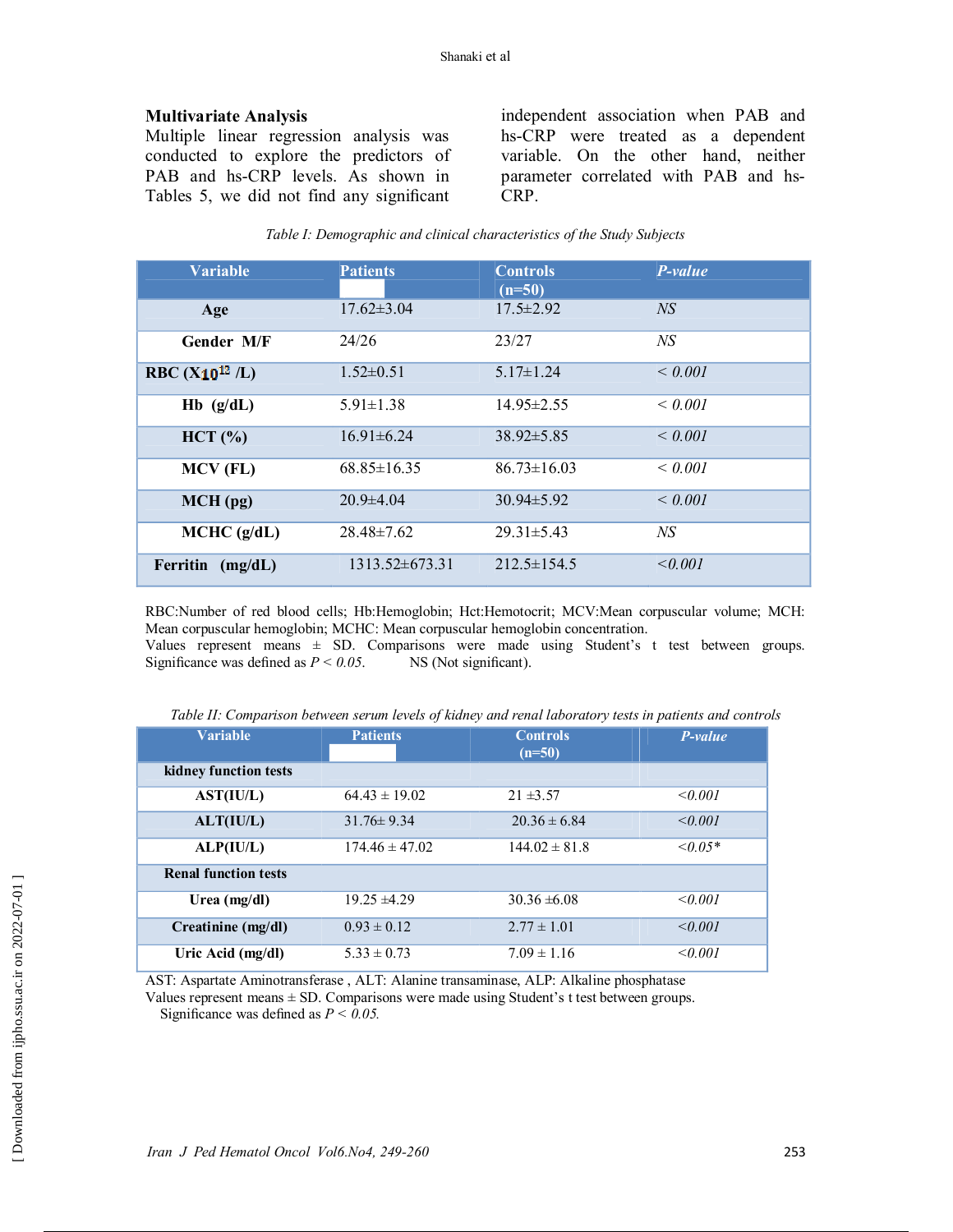### Multivariate Analysis

Multiple linear regression analysis was conducted to explore the predictors of PAB and hs-CRP levels. As shown in Tables 5, we did not find any significant independent association when PAB and hs-CRP were treated as a dependent variable. On the other hand, neither parameter correlated with PAB and hs-CRP.

*Table I: Demographic and clinical characteristics of the Study Subjects*

| Variable | Patients | Controls (n=50) | *P-value* |
|---|---|---|---|
| **Age** | 17.62±3.04 | 17.5±2.92 | *NS* |
| **Gender M/F** | 24/26 | 23/27 | *NS* |
| **RBC (X$10^{12}$ /L)** | 1.52±0.51 | 5.17±1.24 | *< 0.001* |
| **Hb (g/dL)** | 5.91±1.38 | 14.95±2.55 | *< 0.001* |
| **HCT (%)** | 16.91±6.24 | 38.92±5.85 | *< 0.001* |
| **MCV (FL)** | 68.85±16.35 | 86.73±16.03 | *< 0.001* |
| **MCH (pg)** | 20.9±4.04 | 30.94±5.92 | *< 0.001* |
| **MCHC (g/dL)** | 28.48±7.62 | 29.31±5.43 | *NS* |
| **Ferritin (mg/dL)** | 1313.52±673.31 | 212.5±154.5 | *<0.001* |

RBC:Number of red blood cells; Hb:Hemoglobin; Hct:Hemotocrit; MCV:Mean corpuscular volume; MCH: Mean corpuscular hemoglobin; MCHC: Mean corpuscular hemoglobin concentration.
Values represent means ± SD. Comparisons were made using Student's t test between groups. Significance was defined as *P < 0.05.* NS (Not significant).

*Table II: Comparison between serum levels of kidney and renal laboratory tests in patients and controls*

| Variable | Patients | Controls (n=50) | *P-value* |
|---|---|---|---|
| **kidney function tests** | | | |
| **AST(IU/L)** | 64.43 ± 19.02 | 21 ±3.57 | *<0.001* |
| **ALT(IU/L)** | 31.76± 9.34 | 20.36 ± 6.84 | *<0.001* |
| **ALP(IU/L)** | 174.46 ± 47.02 | 144.02 ± 81.8 | *<0.05\** |
| **Renal function tests** | | | |
| **Urea (mg/dl)** | 19.25 ±4.29 | 30.36 ±6.08 | *<0.001* |
| **Creatinine (mg/dl)** | 0.93 ± 0.12 | 2.77 ± 1.01 | *<0.001* |
| **Uric Acid (mg/dl)** | 5.33 ± 0.73 | 7.09 ± 1.16 | *<0.001* |

AST: Aspartate Aminotransferase , ALT: Alanine transaminase, ALP: Alkaline phosphatase
Values represent means ± SD. Comparisons were made using Student's t test between groups.
Significance was defined as *P < 0.05.*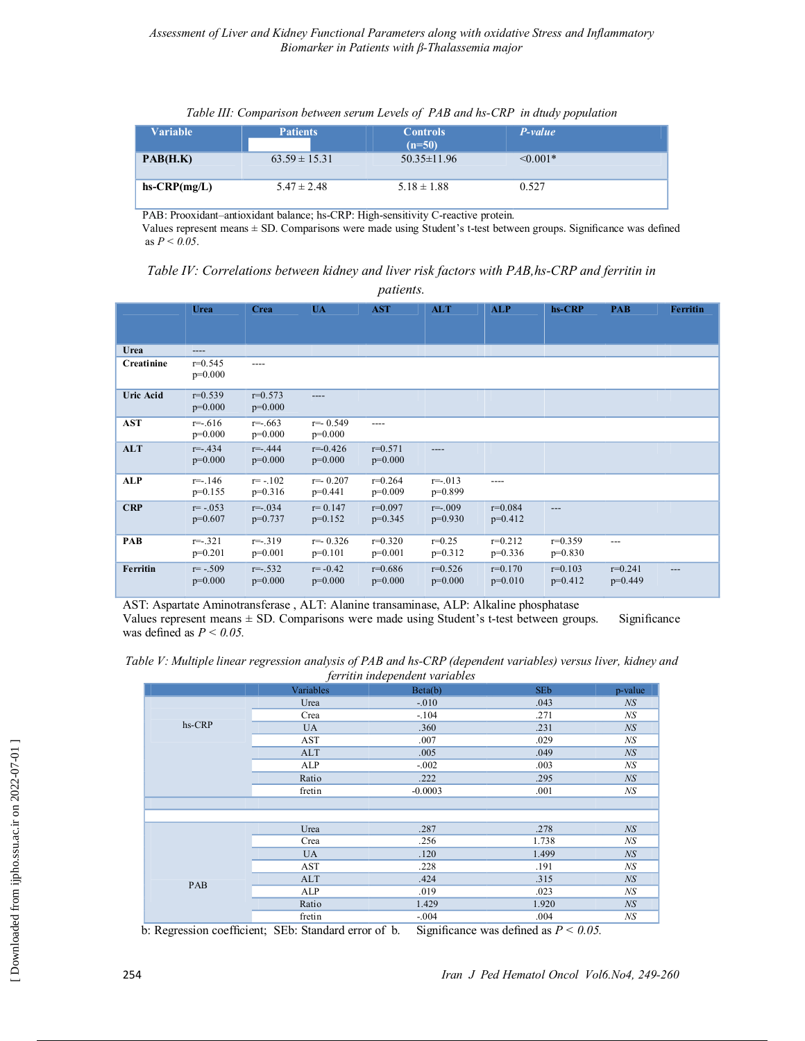*Table III: Comparison between serum Levels of PAB and hs-CRP in dtudy population*

| Variable | Patients | Controls (n=50) | *P-value* |
|---|---|---|---|
| **PAB(H.K)** | 63.59 ± 15.31 | 50.35±11.96 | <0.001* |
| **hs-CRP(mg/L)** | 5.47 ± 2.48 | 5.18 ± 1.88 | 0.527 |

PAB: Prooxidant–antioxidant balance; hs-CRP: High-sensitivity C-reactive protein.
Values represent means ± SD. Comparisons were made using Student's t-test between groups. Significance was defined as *P < 0.05*.

*Table IV: Correlations between kidney and liver risk factors with PAB,hs-CRP and ferritin in patients.*

| | Urea | Crea | UA | AST | ALT | ALP | hs-CRP | PAB | Ferritin |
|---|---|---|---|---|---|---|---|---|---|
| **Urea** | ---- | | | | | | | | |
| **Creatinine** | r=0.545 p=0.000 | ---- | | | | | | | |
| **Uric Acid** | r=0.539 p=0.000 | r=0.573 p=0.000 | ---- | | | | | | |
| **AST** | r=-.616 p=0.000 | r=-.663 p=0.000 | r=- 0.549 p=0.000 | ---- | | | | | |
| **ALT** | r=-.434 p=0.000 | r=-.444 p=0.000 | r=-0.426 p=0.000 | r=0.571 p=0.000 | ---- | | | | |
| **ALP** | r=-.146 p=0.155 | r= -.102 p=0.316 | r=- 0.207 p=0.441 | r=0.264 p=0.009 | r=-.013 p=0.899 | ---- | | | |
| **CRP** | r= -.053 p=0.607 | r=-.034 p=0.737 | r= 0.147 p=0.152 | r=0.097 p=0.345 | r=-.009 p=0.930 | r=0.084 p=0.412 | --- | | |
| **PAB** | r=-.321 p=0.201 | r=-.319 p=0.001 | r=- 0.326 p=0.101 | r=0.320 p=0.001 | r=0.25 p=0.312 | r=0.212 p=0.336 | r=0.359 p=0.830 | --- | |
| **Ferritin** | r= -.509 p=0.000 | r=-.532 p=0.000 | r= -0.42 p=0.000 | r=0.686 p=0.000 | r=0.526 p=0.000 | r=0.170 p=0.010 | r=0.103 p=0.412 | r=0.241 p=0.449 | --- |

AST: Aspartate Aminotransferase , ALT: Alanine transaminase, ALP: Alkaline phosphatase
Values represent means ± SD. Comparisons were made using Student's t-test between groups. Significance was defined as *P < 0.05.*

*Table V: Multiple linear regression analysis of PAB and hs-CRP (dependent variables) versus liver, kidney and ferritin independent variables*

| | Variables | Beta(b) | SEb | p-value |
|---|---|---|---|---|
| hs-CRP | Urea | -.010 | .043 | *NS* |
| | Crea | -.104 | .271 | *NS* |
| | UA | .360 | .231 | *NS* |
| | AST | .007 | .029 | *NS* |
| | ALT | .005 | .049 | *NS* |
| | ALP | -.002 | .003 | *NS* |
| | Ratio | .222 | .295 | *NS* |
| | fretin | -0.0003 | .001 | *NS* |
| PAB | Urea | .287 | .278 | *NS* |
| | Crea | .256 | 1.738 | *NS* |
| | UA | .120 | 1.499 | *NS* |
| | AST | .228 | .191 | *NS* |
| | ALT | .424 | .315 | *NS* |
| | ALP | .019 | .023 | *NS* |
| | Ratio | 1.429 | 1.920 | *NS* |
| | fretin | -.004 | .004 | *NS* |

b: Regression coefficient; SEb: Standard error of b. Significance was defined as *P < 0.05.*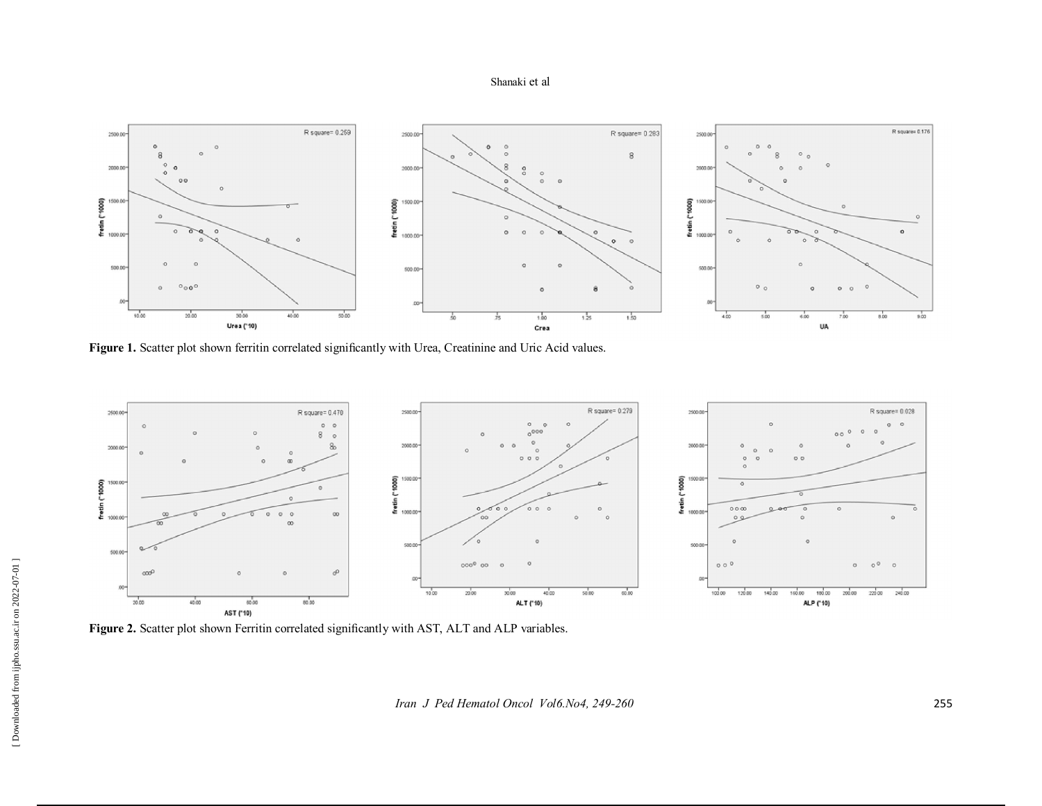**Figure 1.** Scatter plot shown ferritin correlated significantly with Urea, Creatinine and Uric Acid values.

**Figure 2.** Scatter plot shown Ferritin correlated significantly with AST, ALT and ALP variables.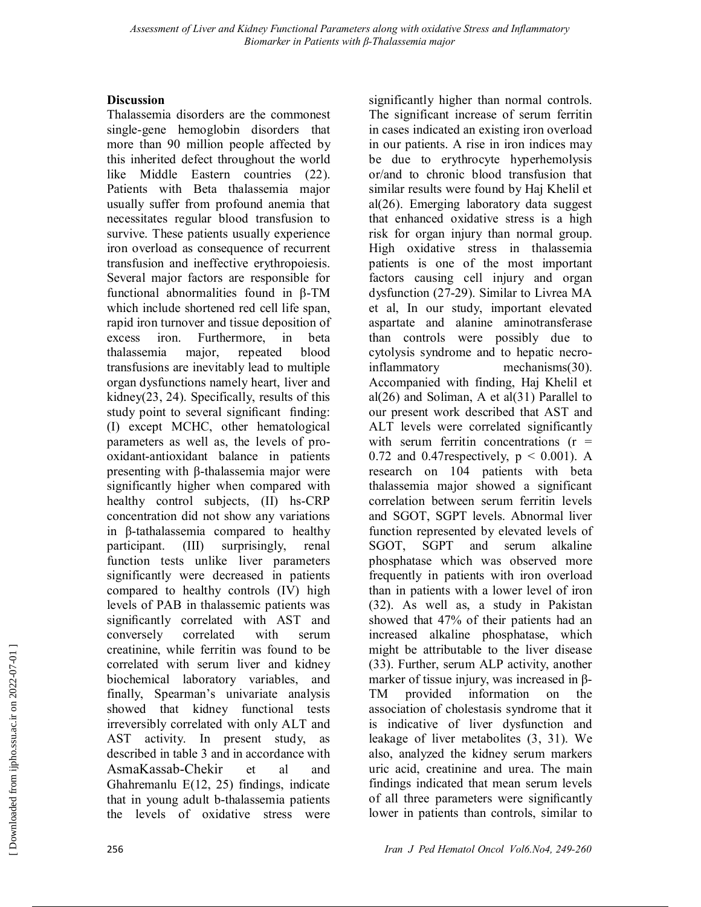## Discussion

Thalassemia disorders are the commonest single-gene hemoglobin disorders that more than 90 million people affected by this inherited defect throughout the world like Middle Eastern countries (22). Patients with Beta thalassemia major usually suffer from profound anemia that necessitates regular blood transfusion to survive. These patients usually experience iron overload as consequence of recurrent transfusion and ineffective erythropoiesis. Several major factors are responsible for functional abnormalities found in β-TM which include shortened red cell life span, rapid iron turnover and tissue deposition of excess iron. Furthermore, in beta thalassemia major, repeated blood transfusions are inevitably lead to multiple organ dysfunctions namely heart, liver and kidney(23, 24). Specifically, results of this study point to several significant finding: (I) except MCHC, other hematological parameters as well as, the levels of pro-oxidant-antioxidant balance in patients presenting with β-thalassemia major were significantly higher when compared with healthy control subjects, (II) hs-CRP concentration did not show any variations in β-tathalassemia compared to healthy participant. (III) surprisingly, renal function tests unlike liver parameters significantly were decreased in patients compared to healthy controls (IV) high levels of PAB in thalassemic patients was significantly correlated with AST and conversely correlated with serum creatinine, while ferritin was found to be correlated with serum liver and kidney biochemical laboratory variables, and finally, Spearman's univariate analysis showed that kidney functional tests irreversibly correlated with only ALT and AST activity. In present study, as described in table 3 and in accordance with AsmaKassab-Chekir et al and Ghahremanlu E(12, 25) findings, indicate that in young adult b-thalassemia patients the levels of oxidative stress were significantly higher than normal controls. The significant increase of serum ferritin in cases indicated an existing iron overload in our patients. A rise in iron indices may be due to erythrocyte hyperhemolysis or/and to chronic blood transfusion that similar results were found by Haj Khelil et al(26). Emerging laboratory data suggest that enhanced oxidative stress is a high risk for organ injury than normal group. High oxidative stress in thalassemia patients is one of the most important factors causing cell injury and organ dysfunction (27-29). Similar to Livrea MA et al, In our study, important elevated aspartate and alanine aminotransferase than controls were possibly due to cytolysis syndrome and to hepatic necro-inflammatory mechanisms(30). Accompanied with finding, Haj Khelil et al(26) and Soliman, A et al(31) Parallel to our present work described that AST and ALT levels were correlated significantly with serum ferritin concentrations ($r = 0.72$ and 0.47respectively, $p < 0.001$). A research on 104 patients with beta thalassemia major showed a significant correlation between serum ferritin levels and SGOT, SGPT levels. Abnormal liver function represented by elevated levels of SGOT, SGPT and serum alkaline phosphatase which was observed more frequently in patients with iron overload than in patients with a lower level of iron (32). As well as, a study in Pakistan showed that 47% of their patients had an increased alkaline phosphatase, which might be attributable to the liver disease (33). Further, serum ALP activity, another marker of tissue injury, was increased in β-TM provided information on the association of cholestasis syndrome that it is indicative of liver dysfunction and leakage of liver metabolites (3, 31). We also, analyzed the kidney serum markers uric acid, creatinine and urea. The main findings indicated that mean serum levels of all three parameters were significantly lower in patients than controls, similar to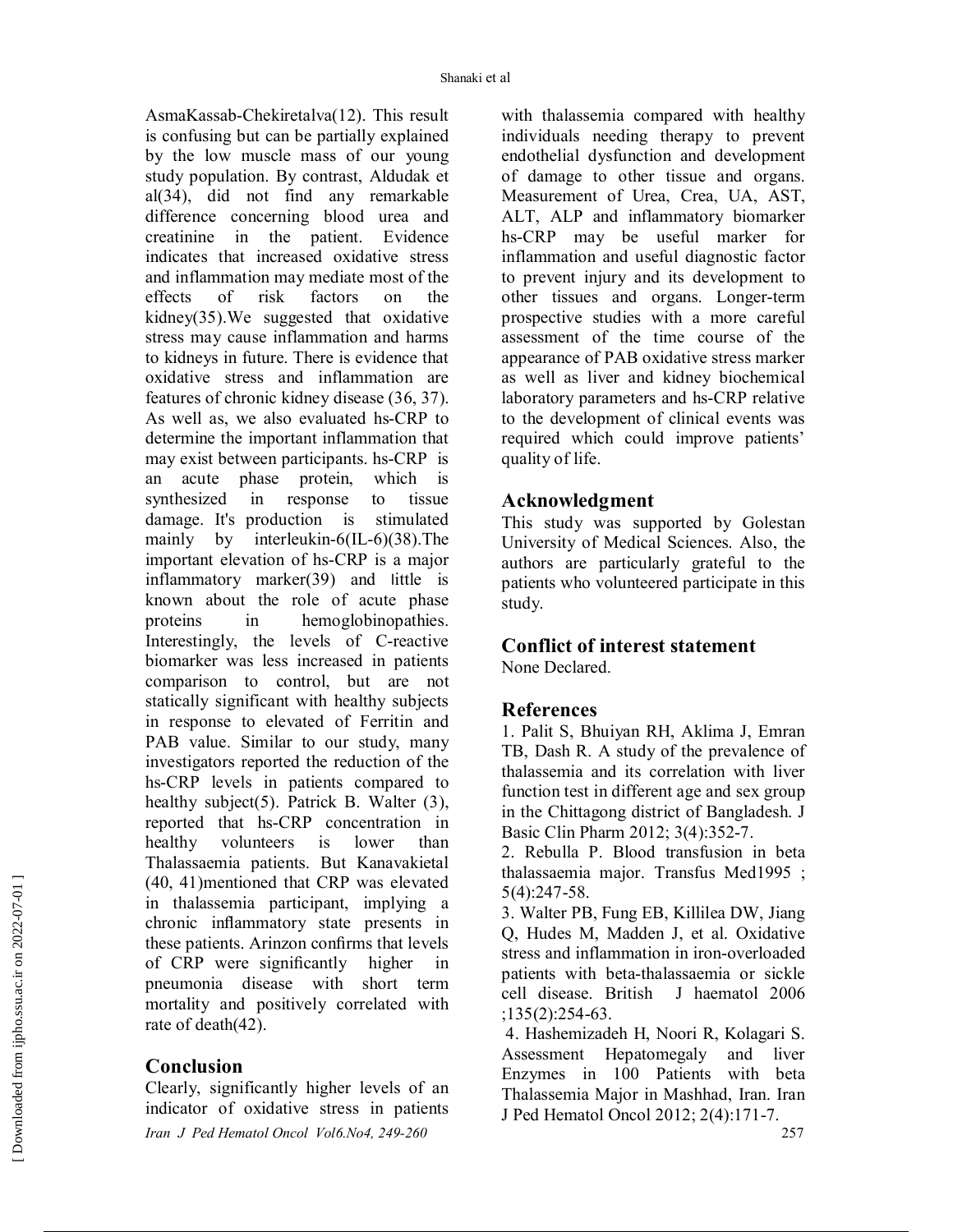AsmaKassab-Chekiretalva(12). This result is confusing but can be partially explained by the low muscle mass of our young study population. By contrast, Aldudak et al(34), did not find any remarkable difference concerning blood urea and creatinine in the patient. Evidence indicates that increased oxidative stress and inflammation may mediate most of the effects of risk factors on the kidney(35).We suggested that oxidative stress may cause inflammation and harms to kidneys in future. There is evidence that oxidative stress and inflammation are features of chronic kidney disease (36, 37). As well as, we also evaluated hs-CRP to determine the important inflammation that may exist between participants. hs-CRP is an acute phase protein, which is synthesized in response to tissue damage. It's production is stimulated mainly by interleukin-6(IL-6)(38).The important elevation of hs-CRP is a major inflammatory marker(39) and little is known about the role of acute phase proteins in hemoglobinopathies. Interestingly, the levels of C-reactive biomarker was less increased in patients comparison to control, but are not statically significant with healthy subjects in response to elevated of Ferritin and PAB value. Similar to our study, many investigators reported the reduction of the hs-CRP levels in patients compared to healthy subject(5). Patrick B. Walter (3), reported that hs-CRP concentration in healthy volunteers is lower than Thalassaemia patients. But Kanavakietal (40, 41)mentioned that CRP was elevated in thalassemia participant, implying a chronic inflammatory state presents in these patients. Arinzon confirms that levels of CRP were significantly higher in pneumonia disease with short term mortality and positively correlated with rate of death(42).

## Conclusion

Clearly, significantly higher levels of an indicator of oxidative stress in patients with thalassemia compared with healthy individuals needing therapy to prevent endothelial dysfunction and development of damage to other tissue and organs. Measurement of Urea, Crea, UA, AST, ALT, ALP and inflammatory biomarker hs-CRP may be useful marker for inflammation and useful diagnostic factor to prevent injury and its development to other tissues and organs. Longer-term prospective studies with a more careful assessment of the time course of the appearance of PAB oxidative stress marker as well as liver and kidney biochemical laboratory parameters and hs-CRP relative to the development of clinical events was required which could improve patients' quality of life.

## Acknowledgment

This study was supported by Golestan University of Medical Sciences. Also, the authors are particularly grateful to the patients who volunteered participate in this study.

## Conflict of interest statement

None Declared.

## References

1. Palit S, Bhuiyan RH, Aklima J, Emran TB, Dash R. A study of the prevalence of thalassemia and its correlation with liver function test in different age and sex group in the Chittagong district of Bangladesh. J Basic Clin Pharm 2012; 3(4):352-7.
2. Rebulla P. Blood transfusion in beta thalassaemia major. Transfus Med1995 ; 5(4):247-58.
3. Walter PB, Fung EB, Killilea DW, Jiang Q, Hudes M, Madden J, et al. Oxidative stress and inflammation in iron-overloaded patients with beta-thalassaemia or sickle cell disease. British J haematol 2006 ;135(2):254-63.
4. Hashemizadeh H, Noori R, Kolagari S. Assessment Hepatomegaly and liver Enzymes in 100 Patients with beta Thalassemia Major in Mashhad, Iran. Iran J Ped Hematol Oncol 2012; 2(4):171-7.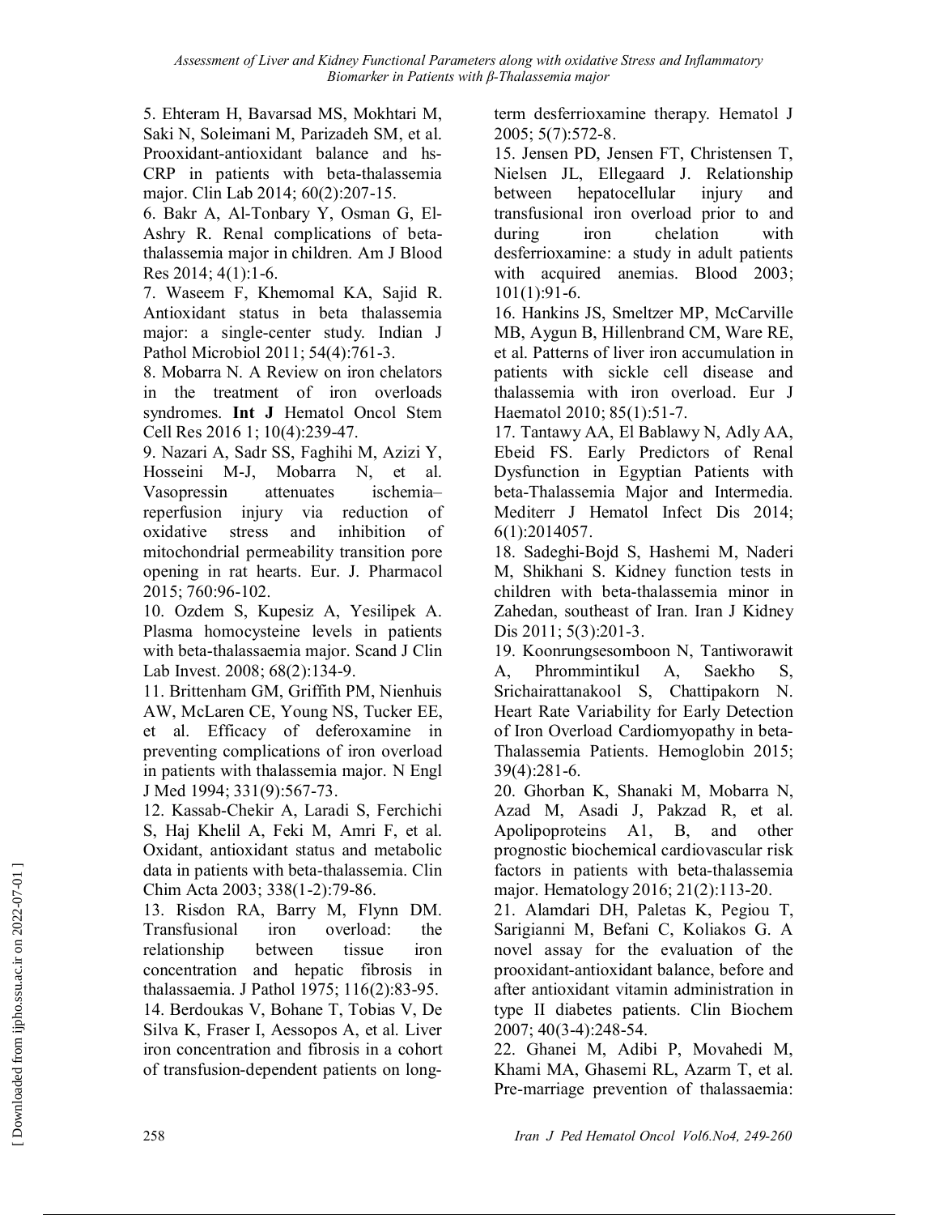5. Ehteram H, Bavarsad MS, Mokhtari M, Saki N, Soleimani M, Parizadeh SM, et al. Prooxidant-antioxidant balance and hs-CRP in patients with beta-thalassemia major. Clin Lab 2014; 60(2):207-15.

6. Bakr A, Al-Tonbary Y, Osman G, El-Ashry R. Renal complications of beta-thalassemia major in children. Am J Blood Res 2014; 4(1):1-6.

7. Waseem F, Khemomal KA, Sajid R. Antioxidant status in beta thalassemia major: a single-center study. Indian J Pathol Microbiol 2011; 54(4):761-3.

8. Mobarra N. A Review on iron chelators in the treatment of iron overloads syndromes. **Int J** Hematol Oncol Stem Cell Res 2016 1; 10(4):239-47.

9. Nazari A, Sadr SS, Faghihi M, Azizi Y, Hosseini M-J, Mobarra N, et al. Vasopressin attenuates ischemia–reperfusion injury via reduction of oxidative stress and inhibition of mitochondrial permeability transition pore opening in rat hearts. Eur. J. Pharmacol 2015; 760:96-102.

10. Ozdem S, Kupesiz A, Yesilipek A. Plasma homocysteine levels in patients with beta-thalassaemia major. Scand J Clin Lab Invest. 2008; 68(2):134-9.

11. Brittenham GM, Griffith PM, Nienhuis AW, McLaren CE, Young NS, Tucker EE, et al. Efficacy of deferoxamine in preventing complications of iron overload in patients with thalassemia major. N Engl J Med 1994; 331(9):567-73.

12. Kassab-Chekir A, Laradi S, Ferchichi S, Haj Khelil A, Feki M, Amri F, et al. Oxidant, antioxidant status and metabolic data in patients with beta-thalassemia. Clin Chim Acta 2003; 338(1-2):79-86.

13. Risdon RA, Barry M, Flynn DM. Transfusional iron overload: the relationship between tissue iron concentration and hepatic fibrosis in thalassaemia. J Pathol 1975; 116(2):83-95.

14. Berdoukas V, Bohane T, Tobias V, De Silva K, Fraser I, Aessopos A, et al. Liver iron concentration and fibrosis in a cohort of transfusion-dependent patients on long-term desferrioxamine therapy. Hematol J 2005; 5(7):572-8.

15. Jensen PD, Jensen FT, Christensen T, Nielsen JL, Ellegaard J. Relationship between hepatocellular injury and transfusional iron overload prior to and during iron chelation with desferrioxamine: a study in adult patients with acquired anemias. Blood 2003; 101(1):91-6.

16. Hankins JS, Smeltzer MP, McCarville MB, Aygun B, Hillenbrand CM, Ware RE, et al. Patterns of liver iron accumulation in patients with sickle cell disease and thalassemia with iron overload. Eur J Haematol 2010; 85(1):51-7.

17. Tantawy AA, El Bablawy N, Adly AA, Ebeid FS. Early Predictors of Renal Dysfunction in Egyptian Patients with beta-Thalassemia Major and Intermedia. Mediterr J Hematol Infect Dis 2014; 6(1):2014057.

18. Sadeghi-Bojd S, Hashemi M, Naderi M, Shikhani S. Kidney function tests in children with beta-thalassemia minor in Zahedan, southeast of Iran. Iran J Kidney Dis 2011; 5(3):201-3.

19. Koonrungsesomboon N, Tantiworawit A, Phrommintikul A, Saekho S, Srichairattanakool S, Chattipakorn N. Heart Rate Variability for Early Detection of Iron Overload Cardiomyopathy in beta-Thalassemia Patients. Hemoglobin 2015; 39(4):281-6.

20. Ghorban K, Shanaki M, Mobarra N, Azad M, Asadi J, Pakzad R, et al. Apolipoproteins A1, B, and other prognostic biochemical cardiovascular risk factors in patients with beta-thalassemia major. Hematology 2016; 21(2):113-20.

21. Alamdari DH, Paletas K, Pegiou T, Sarigianni M, Befani C, Koliakos G. A novel assay for the evaluation of the prooxidant-antioxidant balance, before and after antioxidant vitamin administration in type II diabetes patients. Clin Biochem 2007; 40(3-4):248-54.

22. Ghanei M, Adibi P, Movahedi M, Khami MA, Ghasemi RL, Azarm T, et al. Pre-marriage prevention of thalassaemia: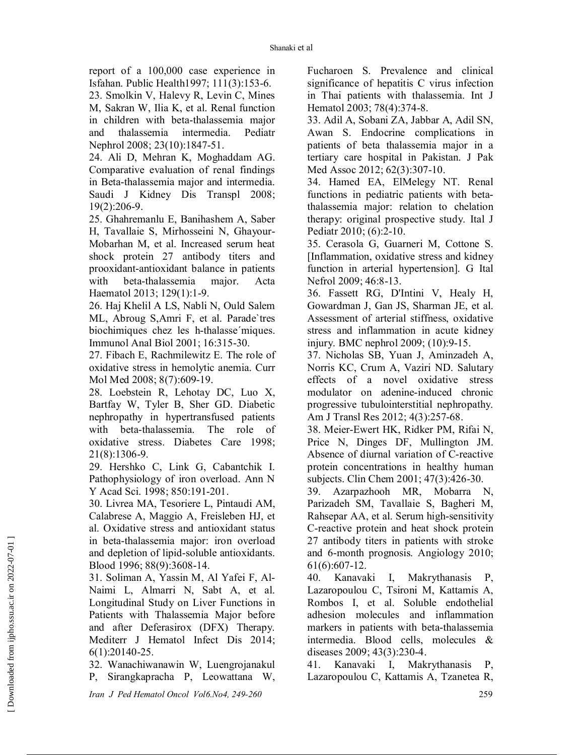report of a 100,000 case experience in Isfahan. Public Health1997; 111(3):153-6.

23. Smolkin V, Halevy R, Levin C, Mines M, Sakran W, Ilia K, et al. Renal function in children with beta-thalassemia major and thalassemia intermedia. Pediatr Nephrol 2008; 23(10):1847-51.

24. Ali D, Mehran K, Moghaddam AG. Comparative evaluation of renal findings in Beta-thalassemia major and intermedia. Saudi J Kidney Dis Transpl 2008; 19(2):206-9.

25. Ghahremanlu E, Banihashem A, Saber H, Tavallaie S, Mirhosseini N, Ghayour-Mobarhan M, et al. Increased serum heat shock protein 27 antibody titers and prooxidant-antioxidant balance in patients with beta-thalassemia major. Acta Haematol 2013; 129(1):1-9.

26. Haj Khelil A LS, Nabli N, Ould Salem ML, Abroug S,Amri F, et al. Parade`tres biochimiques chez les h-thalasse´miques. Immunol Anal Biol 2001; 16:315-30.

27. Fibach E, Rachmilewitz E. The role of oxidative stress in hemolytic anemia. Curr Mol Med 2008; 8(7):609-19.

28. Loebstein R, Lehotay DC, Luo X, Bartfay W, Tyler B, Sher GD. Diabetic nephropathy in hypertransfused patients with beta-thalassemia. The role of oxidative stress. Diabetes Care 1998; 21(8):1306-9.

29. Hershko C, Link G, Cabantchik I. Pathophysiology of iron overload. Ann N Y Acad Sci. 1998; 850:191-201.

30. Livrea MA, Tesoriere L, Pintaudi AM, Calabrese A, Maggio A, Freisleben HJ, et al. Oxidative stress and antioxidant status in beta-thalassemia major: iron overload and depletion of lipid-soluble antioxidants. Blood 1996; 88(9):3608-14.

31. Soliman A, Yassin M, Al Yafei F, Al-Naimi L, Almarri N, Sabt A, et al. Longitudinal Study on Liver Functions in Patients with Thalassemia Major before and after Deferasirox (DFX) Therapy. Mediterr J Hematol Infect Dis 2014; 6(1):20140-25.

32. Wanachiwanawin W, Luengrojanakul P, Sirangkapracha P, Leowattana W, Fucharoen S. Prevalence and clinical significance of hepatitis C virus infection in Thai patients with thalassemia. Int J Hematol 2003; 78(4):374-8.

33. Adil A, Sobani ZA, Jabbar A, Adil SN, Awan S. Endocrine complications in patients of beta thalassemia major in a tertiary care hospital in Pakistan. J Pak Med Assoc 2012; 62(3):307-10.

34. Hamed EA, ElMelegy NT. Renal functions in pediatric patients with beta-thalassemia major: relation to chelation therapy: original prospective study. Ital J Pediatr 2010; (6):2-10.

35. Cerasola G, Guarneri M, Cottone S. [Inflammation, oxidative stress and kidney function in arterial hypertension]. G Ital Nefrol 2009; 46:8-13.

36. Fassett RG, D'Intini V, Healy H, Gowardman J, Gan JS, Sharman JE, et al. Assessment of arterial stiffness, oxidative stress and inflammation in acute kidney injury. BMC nephrol 2009; (10):9-15.

37. Nicholas SB, Yuan J, Aminzadeh A, Norris KC, Crum A, Vaziri ND. Salutary effects of a novel oxidative stress modulator on adenine-induced chronic progressive tubulointerstitial nephropathy. Am J Transl Res 2012; 4(3):257-68.

38. Meier-Ewert HK, Ridker PM, Rifai N, Price N, Dinges DF, Mullington JM. Absence of diurnal variation of C-reactive protein concentrations in healthy human subjects. Clin Chem 2001; 47(3):426-30.

39. Azarpazhooh MR, Mobarra N, Parizadeh SM, Tavallaie S, Bagheri M, Rahsepar AA, et al. Serum high-sensitivity C-reactive protein and heat shock protein 27 antibody titers in patients with stroke and 6-month prognosis. Angiology 2010; 61(6):607-12.

40. Kanavaki I, Makrythanasis P, Lazaropoulou C, Tsironi M, Kattamis A, Rombos I, et al. Soluble endothelial adhesion molecules and inflammation markers in patients with beta-thalassemia intermedia. Blood cells, molecules & diseases 2009; 43(3):230-4.

41. Kanavaki I, Makrythanasis P, Lazaropoulou C, Kattamis A, Tzanetea R,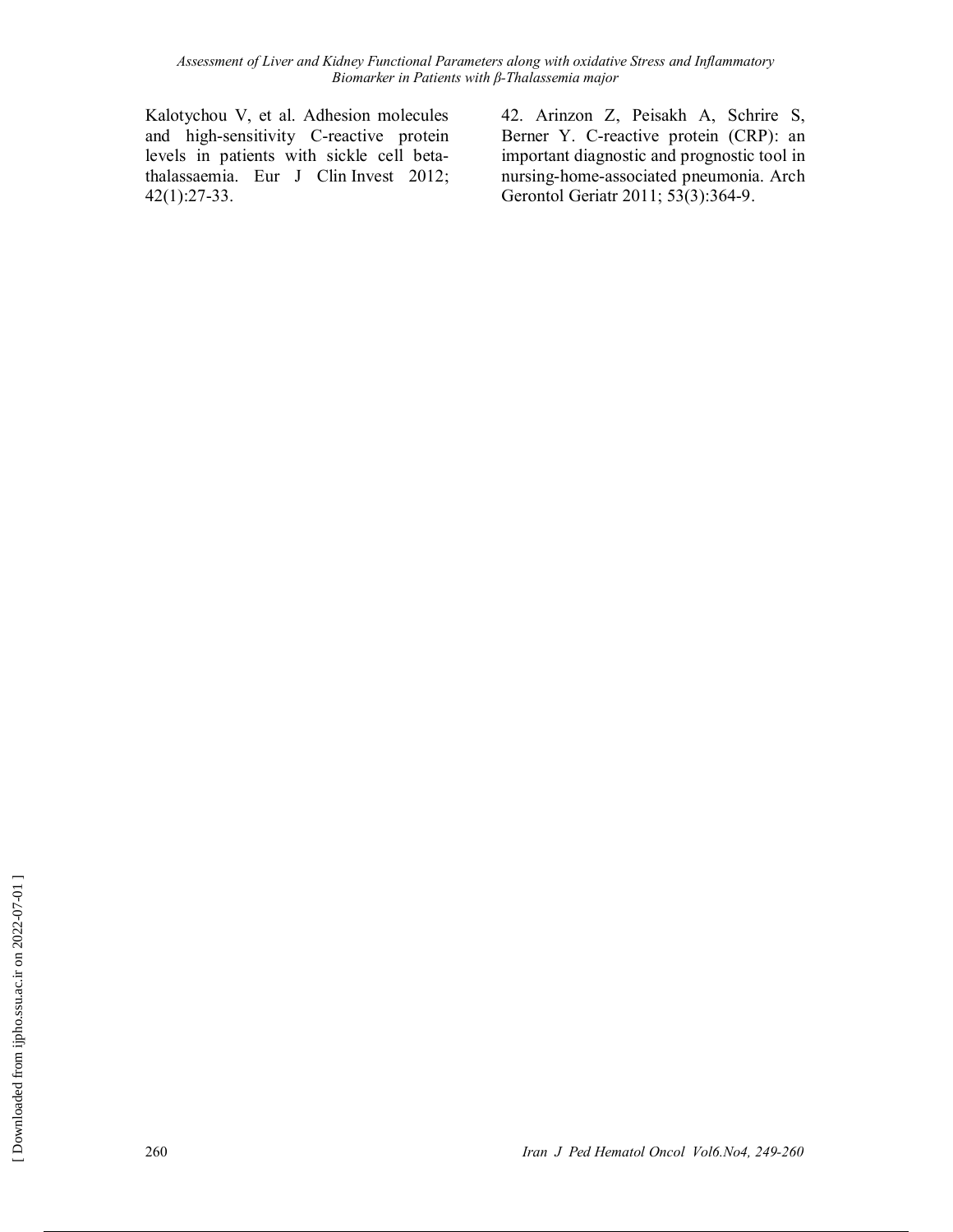Kalotychou V, et al. Adhesion molecules and high-sensitivity C-reactive protein levels in patients with sickle cell beta-thalassaemia. Eur J Clin Invest 2012; 42(1):27-33.

42. Arinzon Z, Peisakh A, Schrire S, Berner Y. C-reactive protein (CRP): an important diagnostic and prognostic tool in nursing-home-associated pneumonia. Arch Gerontol Geriatr 2011; 53(3):364-9.